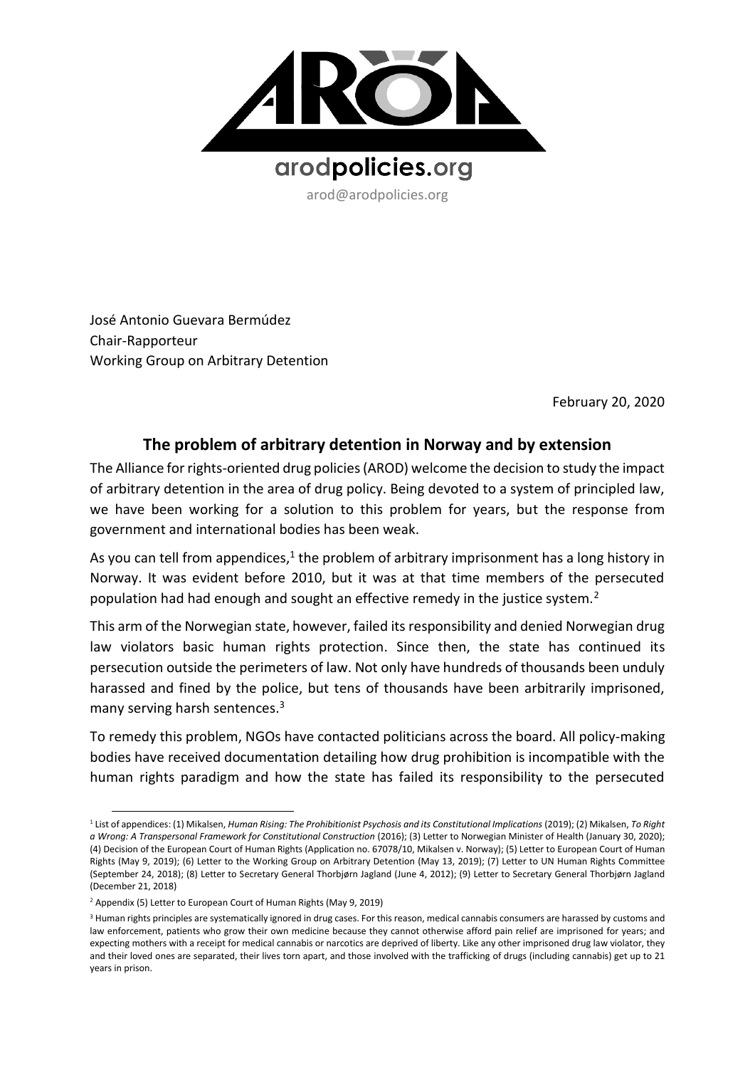arodpolicies.org

arod@arodpolicies.org

José Antonio Guevara Bermúdez
Chair-Rapporteur
Working Group on Arbitrary Detention

February 20, 2020

## The problem of arbitrary detention in Norway and by extension

The Alliance for rights-oriented drug policies (AROD) welcome the decision to study the impact of arbitrary detention in the area of drug policy. Being devoted to a system of principled law, we have been working for a solution to this problem for years, but the response from government and international bodies has been weak.

As you can tell from appendices,[1] the problem of arbitrary imprisonment has a long history in Norway. It was evident before 2010, but it was at that time members of the persecuted population had had enough and sought an effective remedy in the justice system.[2]

This arm of the Norwegian state, however, failed its responsibility and denied Norwegian drug law violators basic human rights protection. Since then, the state has continued its persecution outside the perimeters of law. Not only have hundreds of thousands been unduly harassed and fined by the police, but tens of thousands have been arbitrarily imprisoned, many serving harsh sentences.[3]

To remedy this problem, NGOs have contacted politicians across the board. All policy-making bodies have received documentation detailing how drug prohibition is incompatible with the human rights paradigm and how the state has failed its responsibility to the persecuted

---

[1] List of appendices: (1) Mikalsen, *Human Rising: The Prohibitionist Psychosis and its Constitutional Implications* (2019); (2) Mikalsen, *To Right a Wrong: A Transpersonal Framework for Constitutional Construction* (2016); (3) Letter to Norwegian Minister of Health (January 30, 2020); (4) Decision of the European Court of Human Rights (Application no. 67078/10, Mikalsen v. Norway); (5) Letter to European Court of Human Rights (May 9, 2019); (6) Letter to the Working Group on Arbitrary Detention (May 13, 2019); (7) Letter to UN Human Rights Committee (September 24, 2018); (8) Letter to Secretary General Thorbjørn Jagland (June 4, 2012); (9) Letter to Secretary General Thorbjørn Jagland (December 21, 2018)

[2] Appendix (5) Letter to European Court of Human Rights (May 9, 2019)

[3] Human rights principles are systematically ignored in drug cases. For this reason, medical cannabis consumers are harassed by customs and law enforcement, patients who grow their own medicine because they cannot otherwise afford pain relief are imprisoned for years; and expecting mothers with a receipt for medical cannabis or narcotics are deprived of liberty. Like any other imprisoned drug law violator, they and their loved ones are separated, their lives torn apart, and those involved with the trafficking of drugs (including cannabis) get up to 21 years in prison.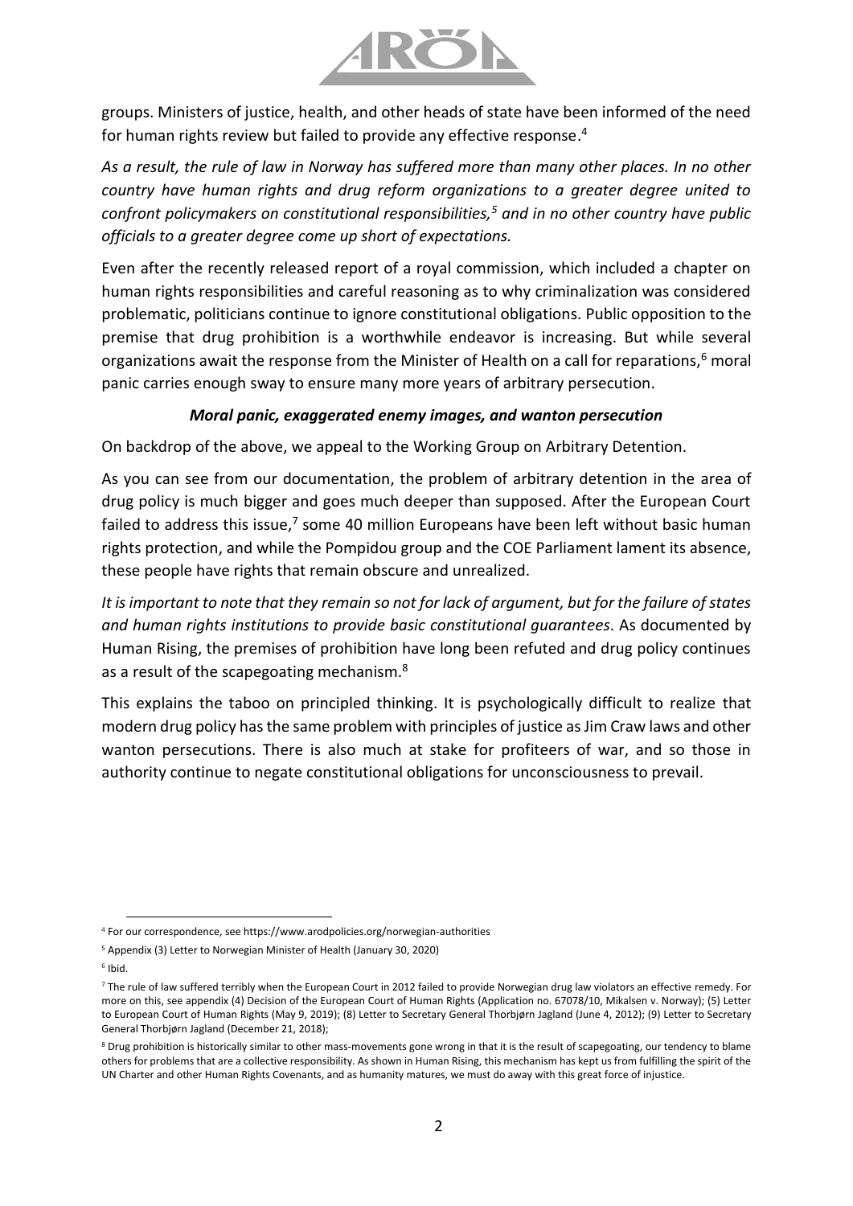groups. Ministers of justice, health, and other heads of state have been informed of the need for human rights review but failed to provide any effective response.[4]

*As a result, the rule of law in Norway has suffered more than many other places. In no other country have human rights and drug reform organizations to a greater degree united to confront policymakers on constitutional responsibilities,[5] and in no other country have public officials to a greater degree come up short of expectations.*

Even after the recently released report of a royal commission, which included a chapter on human rights responsibilities and careful reasoning as to why criminalization was considered problematic, politicians continue to ignore constitutional obligations. Public opposition to the premise that drug prohibition is a worthwhile endeavor is increasing. But while several organizations await the response from the Minister of Health on a call for reparations,[6] moral panic carries enough sway to ensure many more years of arbitrary persecution.

### *Moral panic, exaggerated enemy images, and wanton persecution*

On backdrop of the above, we appeal to the Working Group on Arbitrary Detention.

As you can see from our documentation, the problem of arbitrary detention in the area of drug policy is much bigger and goes much deeper than supposed. After the European Court failed to address this issue,[7] some 40 million Europeans have been left without basic human rights protection, and while the Pompidou group and the COE Parliament lament its absence, these people have rights that remain obscure and unrealized.

*It is important to note that they remain so not for lack of argument, but for the failure of states and human rights institutions to provide basic constitutional guarantees*. As documented by Human Rising, the premises of prohibition have long been refuted and drug policy continues as a result of the scapegoating mechanism.[8]

This explains the taboo on principled thinking. It is psychologically difficult to realize that modern drug policy has the same problem with principles of justice as Jim Craw laws and other wanton persecutions. There is also much at stake for profiteers of war, and so those in authority continue to negate constitutional obligations for unconsciousness to prevail.

---

[4] For our correspondence, see https://www.arodpolicies.org/norwegian-authorities

[5] Appendix (3) Letter to Norwegian Minister of Health (January 30, 2020)

[6] Ibid.

[7] The rule of law suffered terribly when the European Court in 2012 failed to provide Norwegian drug law violators an effective remedy. For more on this, see appendix (4) Decision of the European Court of Human Rights (Application no. 67078/10, Mikalsen v. Norway); (5) Letter to European Court of Human Rights (May 9, 2019); (8) Letter to Secretary General Thorbjørn Jagland (June 4, 2012); (9) Letter to Secretary General Thorbjørn Jagland (December 21, 2018);

[8] Drug prohibition is historically similar to other mass-movements gone wrong in that it is the result of scapegoating, our tendency to blame others for problems that are a collective responsibility. As shown in Human Rising, this mechanism has kept us from fulfilling the spirit of the UN Charter and other Human Rights Covenants, and as humanity matures, we must do away with this great force of injustice.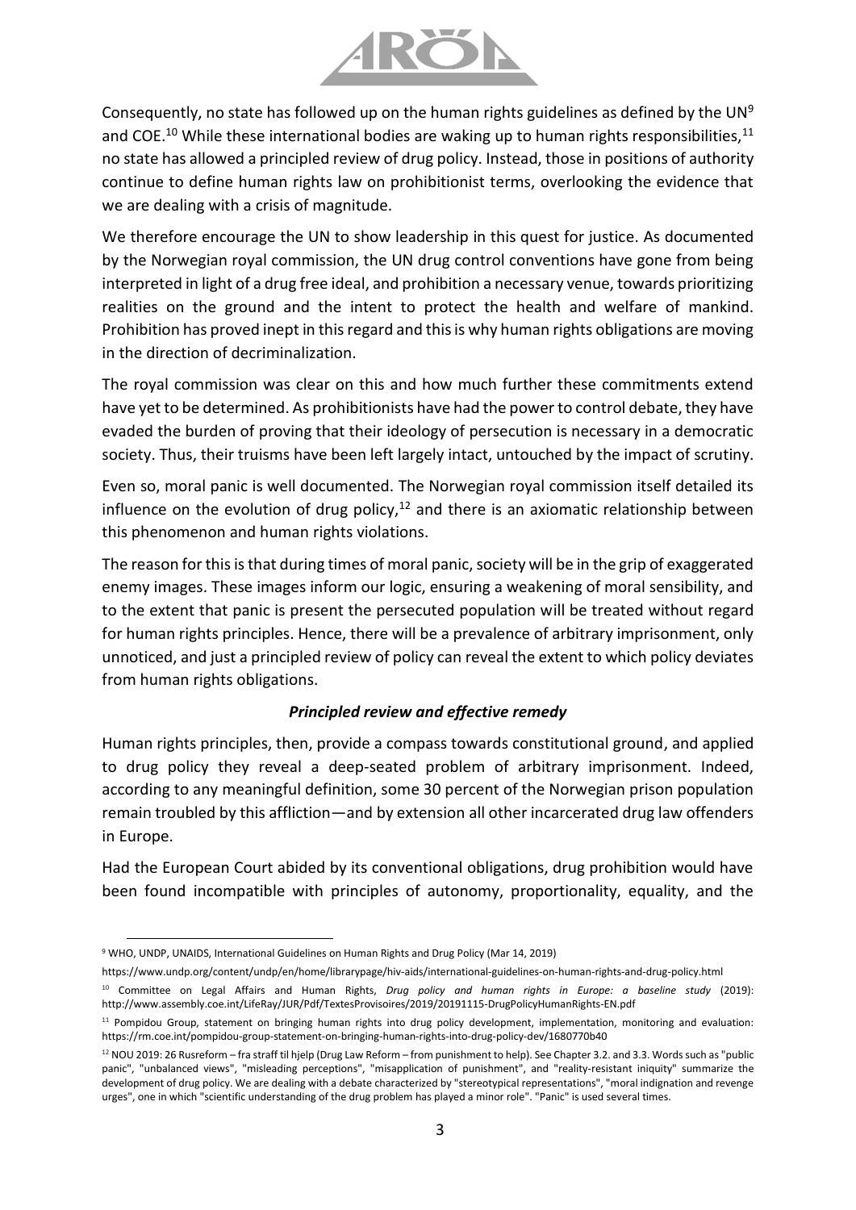Consequently, no state has followed up on the human rights guidelines as defined by the UN[9] and COE.[10] While these international bodies are waking up to human rights responsibilities,[11] no state has allowed a principled review of drug policy. Instead, those in positions of authority continue to define human rights law on prohibitionist terms, overlooking the evidence that we are dealing with a crisis of magnitude.

We therefore encourage the UN to show leadership in this quest for justice. As documented by the Norwegian royal commission, the UN drug control conventions have gone from being interpreted in light of a drug free ideal, and prohibition a necessary venue, towards prioritizing realities on the ground and the intent to protect the health and welfare of mankind. Prohibition has proved inept in this regard and this is why human rights obligations are moving in the direction of decriminalization.

The royal commission was clear on this and how much further these commitments extend have yet to be determined. As prohibitionists have had the power to control debate, they have evaded the burden of proving that their ideology of persecution is necessary in a democratic society. Thus, their truisms have been left largely intact, untouched by the impact of scrutiny.

Even so, moral panic is well documented. The Norwegian royal commission itself detailed its influence on the evolution of drug policy,[12] and there is an axiomatic relationship between this phenomenon and human rights violations.

The reason for this is that during times of moral panic, society will be in the grip of exaggerated enemy images. These images inform our logic, ensuring a weakening of moral sensibility, and to the extent that panic is present the persecuted population will be treated without regard for human rights principles. Hence, there will be a prevalence of arbitrary imprisonment, only unnoticed, and just a principled review of policy can reveal the extent to which policy deviates from human rights obligations.

### ***Principled review and effective remedy***

Human rights principles, then, provide a compass towards constitutional ground, and applied to drug policy they reveal a deep-seated problem of arbitrary imprisonment. Indeed, according to any meaningful definition, some 30 percent of the Norwegian prison population remain troubled by this affliction—and by extension all other incarcerated drug law offenders in Europe.

Had the European Court abided by its conventional obligations, drug prohibition would have been found incompatible with principles of autonomy, proportionality, equality, and the

---

[9] WHO, UNDP, UNAIDS, International Guidelines on Human Rights and Drug Policy (Mar 14, 2019)

https://www.undp.org/content/undp/en/home/librarypage/hiv-aids/international-guidelines-on-human-rights-and-drug-policy.html

[10] Committee on Legal Affairs and Human Rights, *Drug policy and human rights in Europe: a baseline study* (2019): http://www.assembly.coe.int/LifeRay/JUR/Pdf/TextesProvisoires/2019/20191115-DrugPolicyHumanRights-EN.pdf

[11] Pompidou Group, statement on bringing human rights into drug policy development, implementation, monitoring and evaluation: https://rm.coe.int/pompidou-group-statement-on-bringing-human-rights-into-drug-policy-dev/1680770b40

[12] NOU 2019: 26 Rusreform – fra straff til hjelp (Drug Law Reform – from punishment to help). See Chapter 3.2. and 3.3. Words such as "public panic", "unbalanced views", "misleading perceptions", "misapplication of punishment", and "reality-resistant iniquity" summarize the development of drug policy. We are dealing with a debate characterized by "stereotypical representations", "moral indignation and revenge urges", one in which "scientific understanding of the drug problem has played a minor role". "Panic" is used several times.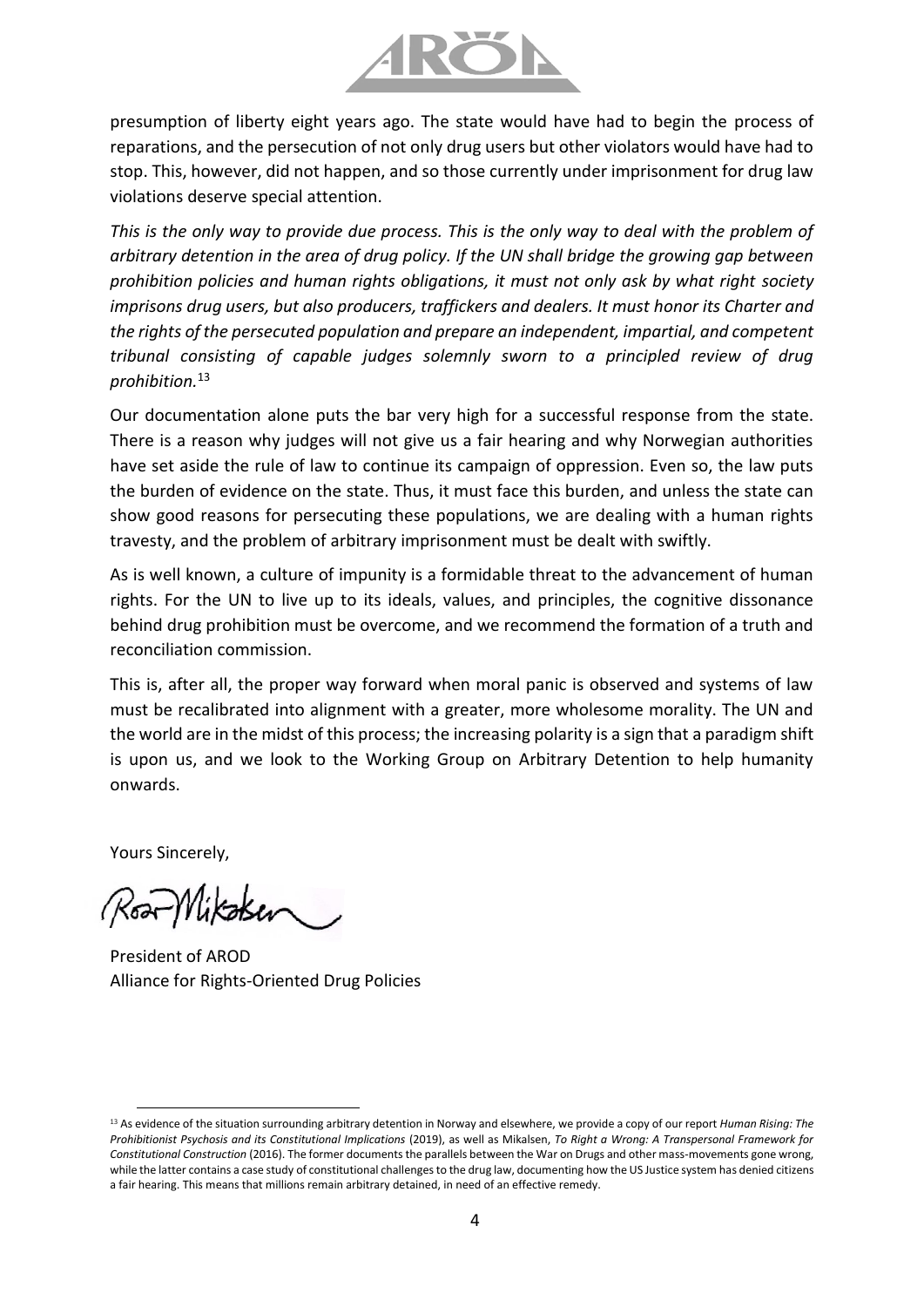presumption of liberty eight years ago. The state would have had to begin the process of reparations, and the persecution of not only drug users but other violators would have had to stop. This, however, did not happen, and so those currently under imprisonment for drug law violations deserve special attention.

*This is the only way to provide due process. This is the only way to deal with the problem of arbitrary detention in the area of drug policy. If the UN shall bridge the growing gap between prohibition policies and human rights obligations, it must not only ask by what right society imprisons drug users, but also producers, traffickers and dealers. It must honor its Charter and the rights of the persecuted population and prepare an independent, impartial, and competent tribunal consisting of capable judges solemnly sworn to a principled review of drug prohibition.*[13]

Our documentation alone puts the bar very high for a successful response from the state. There is a reason why judges will not give us a fair hearing and why Norwegian authorities have set aside the rule of law to continue its campaign of oppression. Even so, the law puts the burden of evidence on the state. Thus, it must face this burden, and unless the state can show good reasons for persecuting these populations, we are dealing with a human rights travesty, and the problem of arbitrary imprisonment must be dealt with swiftly.

As is well known, a culture of impunity is a formidable threat to the advancement of human rights. For the UN to live up to its ideals, values, and principles, the cognitive dissonance behind drug prohibition must be overcome, and we recommend the formation of a truth and reconciliation commission.

This is, after all, the proper way forward when moral panic is observed and systems of law must be recalibrated into alignment with a greater, more wholesome morality. The UN and the world are in the midst of this process; the increasing polarity is a sign that a paradigm shift is upon us, and we look to the Working Group on Arbitrary Detention to help humanity onwards.

Yours Sincerely,

Roar Mikalsen

President of AROD
Alliance for Rights-Oriented Drug Policies

---

[13] As evidence of the situation surrounding arbitrary detention in Norway and elsewhere, we provide a copy of our report *Human Rising: The Prohibitionist Psychosis and its Constitutional Implications* (2019), as well as Mikalsen, *To Right a Wrong: A Transpersonal Framework for Constitutional Construction* (2016). The former documents the parallels between the War on Drugs and other mass-movements gone wrong, while the latter contains a case study of constitutional challenges to the drug law, documenting how the US Justice system has denied citizens a fair hearing. This means that millions remain arbitrary detained, in need of an effective remedy.